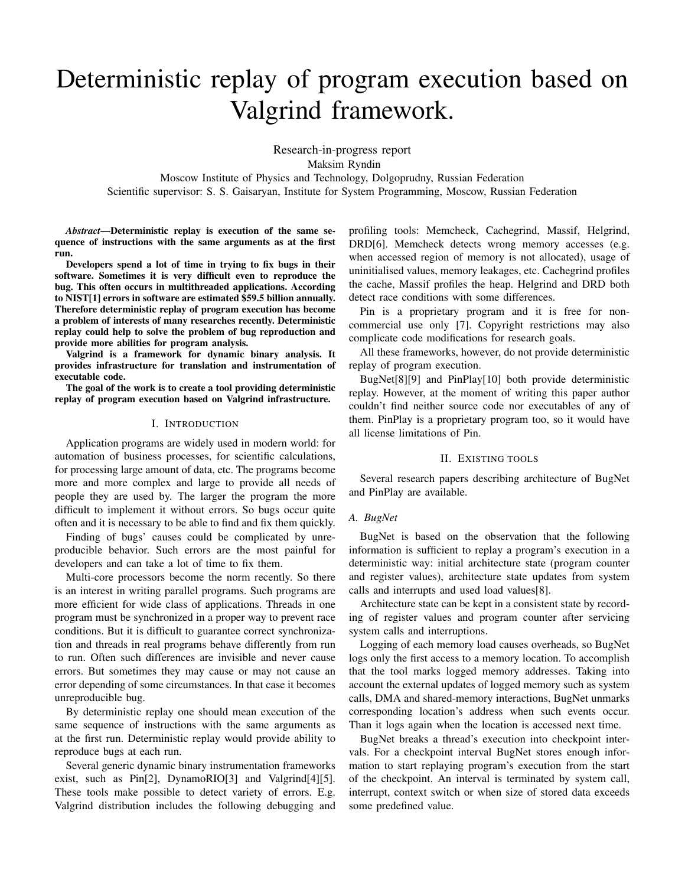# Deterministic replay of program execution based on Valgrind framework.

Research-in-progress report

Maksim Ryndin

Moscow Institute of Physics and Technology, Dolgoprudny, Russian Federation

Scientific supervisor: S. S. Gaisaryan, Institute for System Programming, Moscow, Russian Federation

***Abstract*—Deterministic replay is execution of the same sequence of instructions with the same arguments as at the first run.**

**Developers spend a lot of time in trying to fix bugs in their software. Sometimes it is very difficult even to reproduce the bug. This often occurs in multithreaded applications. According to NIST[1] errors in software are estimated $59.5 billion annually. Therefore deterministic replay of program execution has become a problem of interests of many researches recently. Deterministic replay could help to solve the problem of bug reproduction and provide more abilities for program analysis.**

**Valgrind is a framework for dynamic binary analysis. It provides infrastructure for translation and instrumentation of executable code.**

**The goal of the work is to create a tool providing deterministic replay of program execution based on Valgrind infrastructure.**

## I. Introduction

Application programs are widely used in modern world: for automation of business processes, for scientific calculations, for processing large amount of data, etc. The programs become more and more complex and large to provide all needs of people they are used by. The larger the program the more difficult to implement it without errors. So bugs occur quite often and it is necessary to be able to find and fix them quickly.

Finding of bugs' causes could be complicated by unreproducible behavior. Such errors are the most painful for developers and can take a lot of time to fix them.

Multi-core processors become the norm recently. So there is an interest in writing parallel programs. Such programs are more efficient for wide class of applications. Threads in one program must be synchronized in a proper way to prevent race conditions. But it is difficult to guarantee correct synchronization and threads in real programs behave differently from run to run. Often such differences are invisible and never cause errors. But sometimes they may cause or may not cause an error depending of some circumstances. In that case it becomes unreproducible bug.

By deterministic replay one should mean execution of the same sequence of instructions with the same arguments as at the first run. Deterministic replay would provide ability to reproduce bugs at each run.

Several generic dynamic binary instrumentation frameworks exist, such as Pin[2], DynamoRIO[3] and Valgrind[4][5]. These tools make possible to detect variety of errors. E.g. Valgrind distribution includes the following debugging and profiling tools: Memcheck, Cachegrind, Massif, Helgrind, DRD[6]. Memcheck detects wrong memory accesses (e.g. when accessed region of memory is not allocated), usage of uninitialised values, memory leakages, etc. Cachegrind profiles the cache, Massif profiles the heap. Helgrind and DRD both detect race conditions with some differences.

Pin is a proprietary program and it is free for non-commercial use only [7]. Copyright restrictions may also complicate code modifications for research goals.

All these frameworks, however, do not provide deterministic replay of program execution.

BugNet[8][9] and PinPlay[10] both provide deterministic replay. However, at the moment of writing this paper author couldn't find neither source code nor executables of any of them. PinPlay is a proprietary program too, so it would have all license limitations of Pin.

## II. Existing tools

Several research papers describing architecture of BugNet and PinPlay are available.

### *A. BugNet*

BugNet is based on the observation that the following information is sufficient to replay a program's execution in a deterministic way: initial architecture state (program counter and register values), architecture state updates from system calls and interrupts and used load values[8].

Architecture state can be kept in a consistent state by recording of register values and program counter after servicing system calls and interruptions.

Logging of each memory load causes overheads, so BugNet logs only the first access to a memory location. To accomplish that the tool marks logged memory addresses. Taking into account the external updates of logged memory such as system calls, DMA and shared-memory interactions, BugNet unmarks corresponding location's address when such events occur. Than it logs again when the location is accessed next time.

BugNet breaks a thread's execution into checkpoint intervals. For a checkpoint interval BugNet stores enough information to start replaying program's execution from the start of the checkpoint. An interval is terminated by system call, interrupt, context switch or when size of stored data exceeds some predefined value.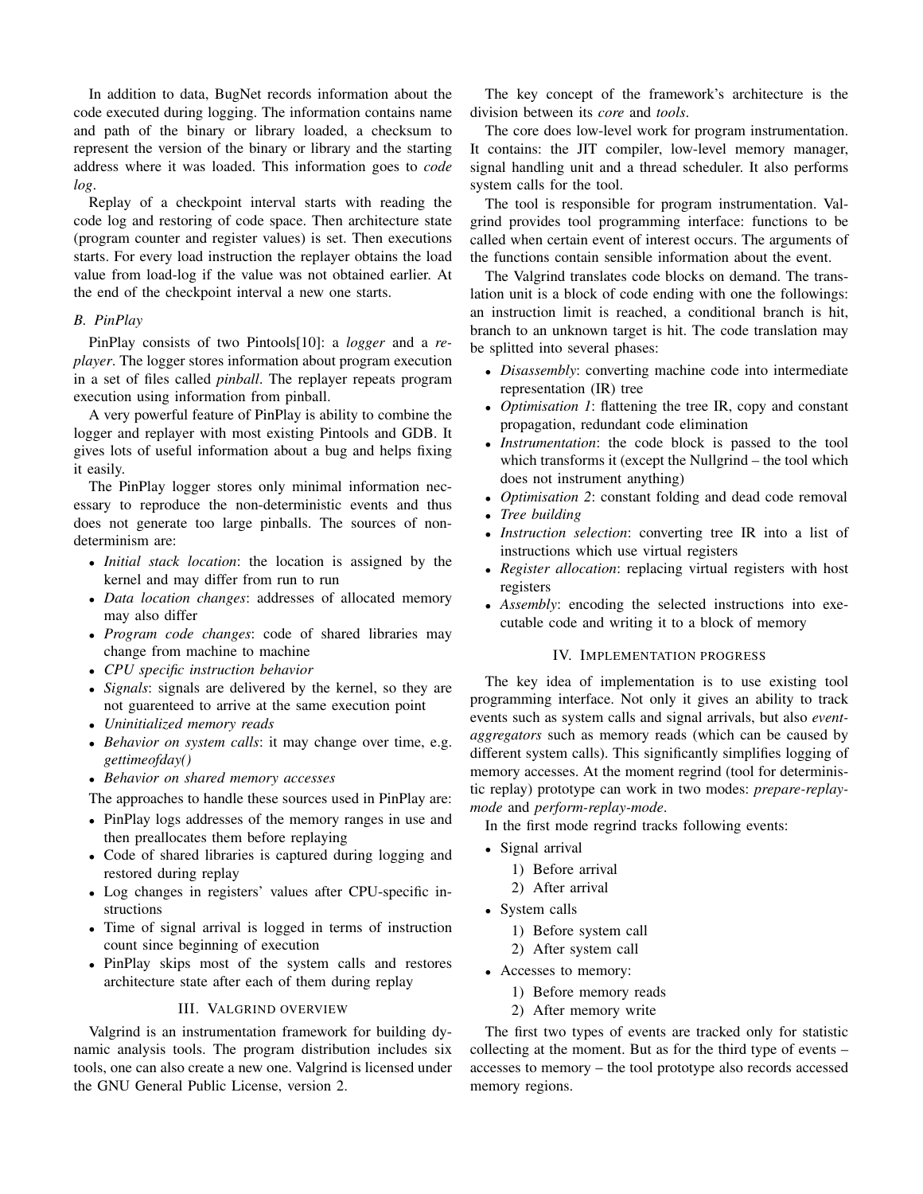In addition to data, BugNet records information about the code executed during logging. The information contains name and path of the binary or library loaded, a checksum to represent the version of the binary or library and the starting address where it was loaded. This information goes to *code log*.

Replay of a checkpoint interval starts with reading the code log and restoring of code space. Then architecture state (program counter and register values) is set. Then executions starts. For every load instruction the replayer obtains the load value from load-log if the value was not obtained earlier. At the end of the checkpoint interval a new one starts.

### B. PinPlay

PinPlay consists of two Pintools[10]: a *logger* and a *replayer*. The logger stores information about program execution in a set of files called *pinball*. The replayer repeats program execution using information from pinball.

A very powerful feature of PinPlay is ability to combine the logger and replayer with most existing Pintools and GDB. It gives lots of useful information about a bug and helps fixing it easily.

The PinPlay logger stores only minimal information necessary to reproduce the non-deterministic events and thus does not generate too large pinballs. The sources of non-determinism are:

- *Initial stack location*: the location is assigned by the kernel and may differ from run to run
- *Data location changes*: addresses of allocated memory may also differ
- *Program code changes*: code of shared libraries may change from machine to machine
- *CPU specific instruction behavior*
- *Signals*: signals are delivered by the kernel, so they are not guarenteed to arrive at the same execution point
- *Uninitialized memory reads*
- *Behavior on system calls*: it may change over time, e.g. *gettimeofday()*
- *Behavior on shared memory accesses*

The approaches to handle these sources used in PinPlay are:

- PinPlay logs addresses of the memory ranges in use and then preallocates them before replaying
- Code of shared libraries is captured during logging and restored during replay
- Log changes in registers' values after CPU-specific instructions
- Time of signal arrival is logged in terms of instruction count since beginning of execution
- PinPlay skips most of the system calls and restores architecture state after each of them during replay

## III. Valgrind overview

Valgrind is an instrumentation framework for building dynamic analysis tools. The program distribution includes six tools, one can also create a new one. Valgrind is licensed under the GNU General Public License, version 2.

The key concept of the framework's architecture is the division between its *core* and *tools*.

The core does low-level work for program instrumentation. It contains: the JIT compiler, low-level memory manager, signal handling unit and a thread scheduler. It also performs system calls for the tool.

The tool is responsible for program instrumentation. Valgrind provides tool programming interface: functions to be called when certain event of interest occurs. The arguments of the functions contain sensible information about the event.

The Valgrind translates code blocks on demand. The translation unit is a block of code ending with one the followings: an instruction limit is reached, a conditional branch is hit, branch to an unknown target is hit. The code translation may be splitted into several phases:

- *Disassembly*: converting machine code into intermediate representation (IR) tree
- *Optimisation 1*: flattening the tree IR, copy and constant propagation, redundant code elimination
- *Instrumentation*: the code block is passed to the tool which transforms it (except the Nullgrind – the tool which does not instrument anything)
- *Optimisation 2*: constant folding and dead code removal
- *Tree building*
- *Instruction selection*: converting tree IR into a list of instructions which use virtual registers
- *Register allocation*: replacing virtual registers with host registers
- *Assembly*: encoding the selected instructions into executable code and writing it to a block of memory

## IV. Implementation progress

The key idea of implementation is to use existing tool programming interface. Not only it gives an ability to track events such as system calls and signal arrivals, but also *event-aggregators* such as memory reads (which can be caused by different system calls). This significantly simplifies logging of memory accesses. At the moment regrind (tool for deterministic replay) prototype can work in two modes: *prepare-replay-mode* and *perform-replay-mode*.

In the first mode regrind tracks following events:

- Signal arrival
  1) Before arrival
  2) After arrival
- System calls
  1) Before system call
  2) After system call
- Accesses to memory:
  1) Before memory reads
  2) After memory write

The first two types of events are tracked only for statistic collecting at the moment. But as for the third type of events – accesses to memory – the tool prototype also records accessed memory regions.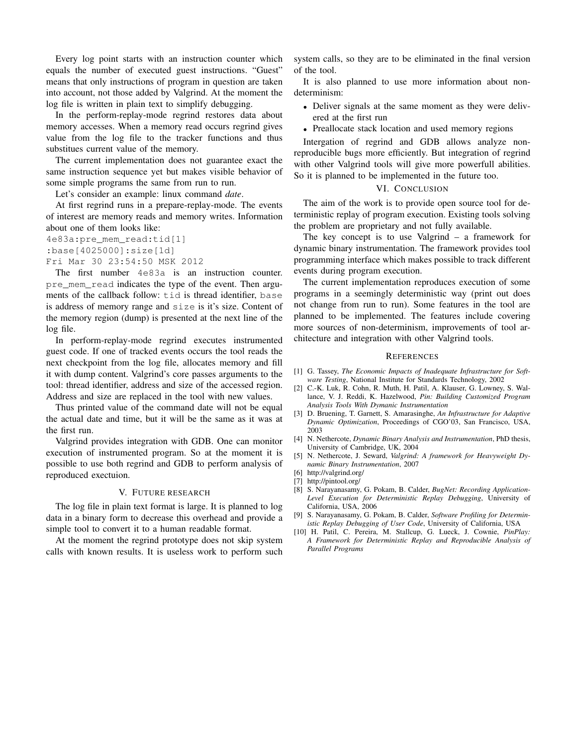Every log point starts with an instruction counter which equals the number of executed guest instructions. "Guest" means that only instructions of program in question are taken into account, not those added by Valgrind. At the moment the log file is written in plain text to simplify debugging.

In the perform-replay-mode regrind restores data about memory accesses. When a memory read occurs regrind gives value from the log file to the tracker functions and thus substitues current value of the memory.

The current implementation does not guarantee exact the same instruction sequence yet but makes visible behavior of some simple programs the same from run to run.

Let's consider an example: linux command *date*.

At first regrind runs in a prepare-replay-mode. The events of interest are memory reads and memory writes. Information about one of them looks like:

```
4e83a:pre_mem_read:tid[1]
:base[4025000]:size[1d]
Fri Mar 30 23:54:50 MSK 2012
```

The first number `4e83a` is an instruction counter. `pre_mem_read` indicates the type of the event. Then arguments of the callback follow: `tid` is thread identifier, `base` is address of memory range and `size` is it's size. Content of the memory region (dump) is presented at the next line of the log file.

In perform-replay-mode regrind executes instrumented guest code. If one of tracked events occurs the tool reads the next checkpoint from the log file, allocates memory and fill it with dump content. Valgrind's core passes arguments to the tool: thread identifier, address and size of the accessed region. Address and size are replaced in the tool with new values.

Thus printed value of the command date will not be equal the actual date and time, but it will be the same as it was at the first run.

Valgrind provides integration with GDB. One can monitor execution of instrumented program. So at the moment it is possible to use both regrind and GDB to perform analysis of reproduced exectuion.

## V. Future research

The log file in plain text format is large. It is planned to log data in a binary form to decrease this overhead and provide a simple tool to convert it to a human readable format.

At the moment the regrind prototype does not skip system calls with known results. It is useless work to perform such system calls, so they are to be eliminated in the final version of the tool.

It is also planned to use more information about non-determinism:

- Deliver signals at the same moment as they were delivered at the first run
- Preallocate stack location and used memory regions

Intergation of regrind and GDB allows analyze non-reproducible bugs more efficiently. But integration of regrind with other Valgrind tools will give more powerfull abilities. So it is planned to be implemented in the future too.

## VI. Conclusion

The aim of the work is to provide open source tool for deterministic replay of program execution. Existing tools solving the problem are proprietary and not fully available.

The key concept is to use Valgrind – a framework for dynamic binary instrumentation. The framework provides tool programming interface which makes possible to track different events during program execution.

The current implementation reproduces execution of some programs in a seemingly deterministic way (print out does not change from run to run). Some features in the tool are planned to be implemented. The features include covering more sources of non-determinism, improvements of tool architecture and integration with other Valgrind tools.

## References

[1] G. Tassey, *The Economic Impacts of Inadequate Infrastructure for Software Testing*, National Institute for Standards Technology, 2002

[2] C.-K. Luk, R. Cohn, R. Muth, H. Patil, A. Klauser, G. Lowney, S. Wallance, V. J. Reddi, K. Hazelwood, *Pin: Building Customized Program Analysis Tools With Dymanic Instrumentation*

[3] D. Bruening, T. Garnett, S. Amarasinghe, *An Infrastructure for Adaptive Dynamic Optimization*, Proceedings of CGO'03, San Francisco, USA, 2003

[4] N. Nethercote, *Dynamic Binary Analysis and Instrumentation*, PhD thesis, University of Cambridge, UK, 2004

[5] N. Nethercote, J. Seward, *Valgrind: A framework for Heavyweight Dynamic Binary Instrumentation*, 2007

[6] http://valgrind.org/

[7] http://pintool.org/

[8] S. Narayanasamy, G. Pokam, B. Calder, *BugNet: Recording Application-Level Execution for Deterministic Replay Debugging*, University of California, USA, 2006

[9] S. Narayanasamy, G. Pokam, B. Calder, *Software Profiling for Deterministic Replay Debugging of User Code*, University of California, USA

[10] H. Patil, C. Pereira, M. Stallcup, G. Lueck, J. Cownie, *PinPlay: A Framework for Deterministic Replay and Reproducible Analysis of Parallel Programs*